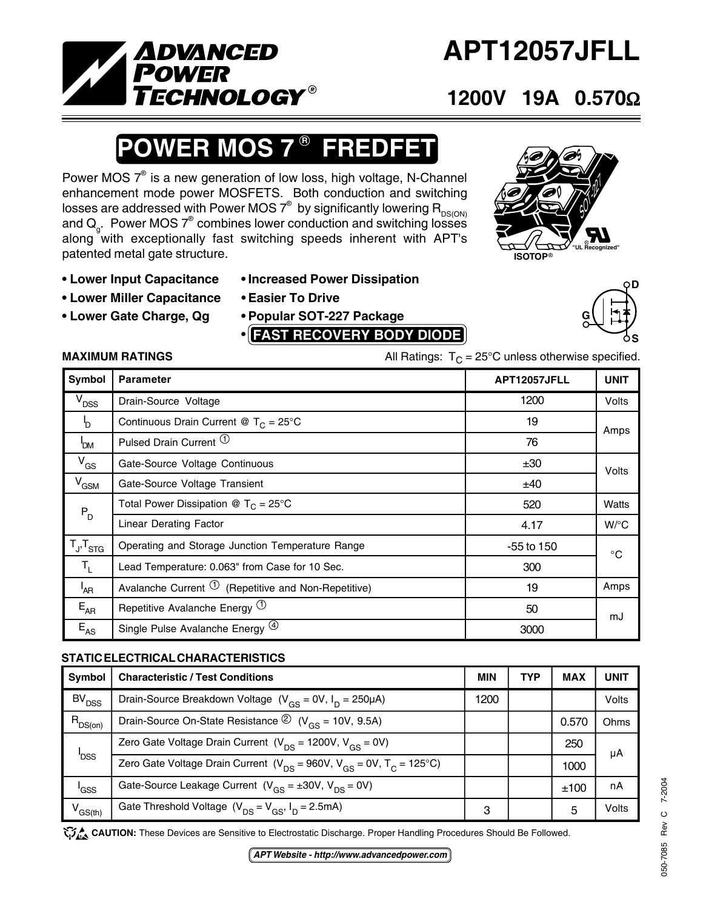# APT12057JFLL

**1200V 19A 0.570Ω**

## POWER MOS 7® FREDFET

Power MOS 7® is a new generation of low loss, high voltage, N-Channel enhancement mode power MOSFETS. Both conduction and switching losses are addressed with Power MOS 7® by significantly lowering $R_{DS(ON)}$ and $Q_g$. Power MOS 7® combines lower conduction and switching losses along with exceptionally fast switching speeds inherent with APT's patented metal gate structure.

ISOTOP®

"UL Recognized"

- **Lower Input Capacitance**
- **Lower Miller Capacitance**
- **Lower Gate Charge, Qg**
- **Increased Power Dissipation**
- **Easier To Drive**
- **Popular SOT-227 Package**
- **FAST RECOVERY BODY DIODE**

### MAXIMUM RATINGS

All Ratings: $T_C$ = 25°C unless otherwise specified.

| Symbol | Parameter | APT12057JFLL | UNIT |
|---|---|---|---|
| $V_{DSS}$ | Drain-Source Voltage | 1200 | Volts |
| $I_D$ | Continuous Drain Current @ $T_C$ = 25°C | 19 | Amps |
| $I_{DM}$ | Pulsed Drain Current ① | 76 | |
| $V_{GS}$ | Gate-Source Voltage Continuous | ±30 | Volts |
| $V_{GSM}$ | Gate-Source Voltage Transient | ±40 | |
| $P_D$ | Total Power Dissipation @ $T_C$ = 25°C | 520 | Watts |
| | Linear Derating Factor | 4.17 | W/°C |
| $T_J$,$T_{STG}$ | Operating and Storage Junction Temperature Range | -55 to 150 | °C |
| $T_L$ | Lead Temperature: 0.063" from Case for 10 Sec. | 300 | |
| $I_{AR}$ | Avalanche Current ① (Repetitive and Non-Repetitive) | 19 | Amps |
| $E_{AR}$ | Repetitive Avalanche Energy ① | 50 | mJ |
| $E_{AS}$ | Single Pulse Avalanche Energy ④ | 3000 | |

### STATIC ELECTRICAL CHARACTERISTICS

| Symbol | Characteristic / Test Conditions | MIN | TYP | MAX | UNIT |
|---|---|---|---|---|---|
| $BV_{DSS}$ | Drain-Source Breakdown Voltage ($V_{GS}$ = 0V, $I_D$ = 250μA) | 1200 | | | Volts |
| $R_{DS(on)}$ | Drain-Source On-State Resistance ② ($V_{GS}$ = 10V, 9.5A) | | | 0.570 | Ohms |
| $I_{DSS}$ | Zero Gate Voltage Drain Current ($V_{DS}$ = 1200V, $V_{GS}$ = 0V) | | | 250 | μA |
| | Zero Gate Voltage Drain Current ($V_{DS}$ = 960V, $V_{GS}$ = 0V, $T_C$ = 125°C) | | | 1000 | |
| $I_{GSS}$ | Gate-Source Leakage Current ($V_{GS}$ = ±30V, $V_{DS}$ = 0V) | | | ±100 | nA |
| $V_{GS(th)}$ | Gate Threshold Voltage ($V_{DS}$ = $V_{GS}$, $I_D$ = 2.5mA) | 3 | | 5 | Volts |

**CAUTION:** These Devices are Sensitive to Electrostatic Discharge. Proper Handling Procedures Should Be Followed.

*APT Website - http://www.advancedpower.com*

050-7085 Rev C 7-2004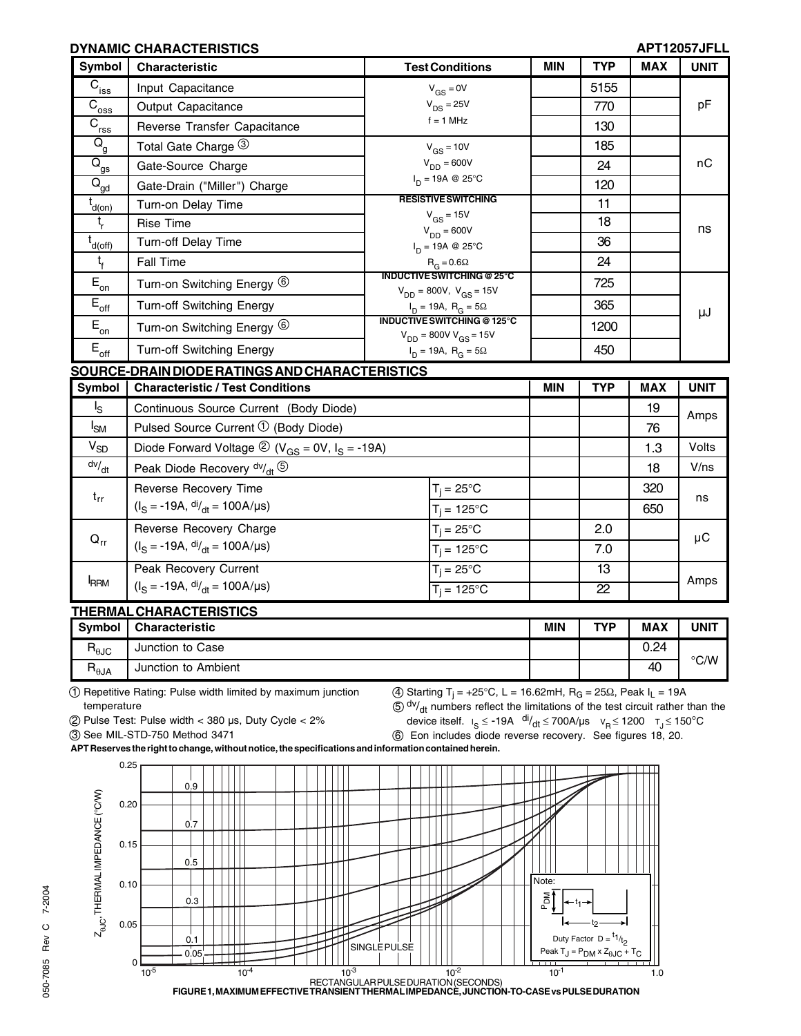## DYNAMIC CHARACTERISTICS

APT12057JFLL

| Symbol | Characteristic | Test Conditions | MIN | TYP | MAX | UNIT |
|---|---|---|---|---|---|---|
| $C_{iss}$ | Input Capacitance | $V_{GS} = 0V$ | | 5155 | | pF |
| $C_{oss}$ | Output Capacitance | $V_{DS} = 25V$ | | 770 | | |
| $C_{rss}$ | Reverse Transfer Capacitance | f = 1 MHz | | 130 | | |
| $Q_g$ | Total Gate Charge ③ | $V_{GS} = 10V$ | | 185 | | nC |
| $Q_{gs}$ | Gate-Source Charge | $V_{DD} = 600V$ | | 24 | | |
| $Q_{gd}$ | Gate-Drain ("Miller") Charge | $I_D = 19A$ @ 25°C | | 120 | | |
| $t_{d(on)}$ | Turn-on Delay Time | RESISTIVE SWITCHING | | 11 | | ns |
| $t_r$ | Rise Time | $V_{GS} = 15V$ | | 18 | | |
| $t_{d(off)}$ | Turn-off Delay Time | $V_{DD} = 600V$, $I_D = 19A$ @ 25°C | | 36 | | |
| $t_f$ | Fall Time | $R_G = 0.6\Omega$ | | 24 | | |
| $E_{on}$ | Turn-on Switching Energy ⑥ | INDUCTIVE SWITCHING @ 25°C, $V_{DD} = 800V$, $V_{GS} = 15V$ | | 725 | | µJ |
| $E_{off}$ | Turn-off Switching Energy | $I_D = 19A$, $R_G = 5\Omega$ | | 365 | | |
| $E_{on}$ | Turn-on Switching Energy ⑥ | INDUCTIVE SWITCHING @ 125°C, $V_{DD} = 800V$ $V_{GS} = 15V$ | | 1200 | | |
| $E_{off}$ | Turn-off Switching Energy | $I_D = 19A$, $R_G = 5\Omega$ | | 450 | | |

## SOURCE-DRAIN DIODE RATINGS AND CHARACTERISTICS

| Symbol | Characteristic / Test Conditions | | MIN | TYP | MAX | UNIT |
|---|---|---|---|---|---|---|
| $I_S$ | Continuous Source Current (Body Diode) | | | | 19 | Amps |
| $I_{SM}$ | Pulsed Source Current ① (Body Diode) | | | | 76 | |
| $V_{SD}$ | Diode Forward Voltage ② ($V_{GS} = 0V$, $I_S = -19A$) | | | | 1.3 | Volts |
| $dv/_{dt}$ | Peak Diode Recovery $dv/_{dt}$ ⑤ | | | | 18 | V/ns |
| $t_{rr}$ | Reverse Recovery Time ($I_S = -19A$, $di/_{dt} = 100A/µs$) | $T_j = 25°C$ | | | 320 | ns |
| | | $T_j = 125°C$ | | | 650 | |
| $Q_{rr}$ | Reverse Recovery Charge ($I_S = -19A$, $di/_{dt} = 100A/µs$) | $T_j = 25°C$ | | 2.0 | | µC |
| | | $T_j = 125°C$ | | 7.0 | | |
| $I_{RRM}$ | Peak Recovery Current ($I_S = -19A$, $di/_{dt} = 100A/µs$) | $T_j = 25°C$ | | 13 | | Amps |
| | | $T_j = 125°C$ | | 22 | | |

## THERMAL CHARACTERISTICS

| Symbol | Characteristic | MIN | TYP | MAX | UNIT |
|---|---|---|---|---|---|
| $R_{\theta JC}$ | Junction to Case | | | 0.24 | °C/W |
| $R_{\theta JA}$ | Junction to Ambient | | | 40 | |

① Repetitive Rating: Pulse width limited by maximum junction temperature

② Pulse Test: Pulse width < 380 µs, Duty Cycle < 2%

③ See MIL-STD-750 Method 3471

④ Starting $T_j = +25°C$, L = 16.62mH, $R_G = 25\Omega$, Peak $I_L = 19A$

⑤ $dv/_{dt}$ numbers reflect the limitations of the test circuit rather than the device itself. $I_S \le -19A$ $di/_{dt} \le 700A/µs$ $V_R \le 1200$ $T_J \le 150°C$

⑥ Eon includes diode reverse recovery. See figures 18, 20.

**APT Reserves the right to change, without notice, the specifications and information contained herein.**

FIGURE 1, MAXIMUM EFFECTIVE TRANSIENT THERMAL IMPEDANCE, JUNCTION-TO-CASE vs PULSE DURATION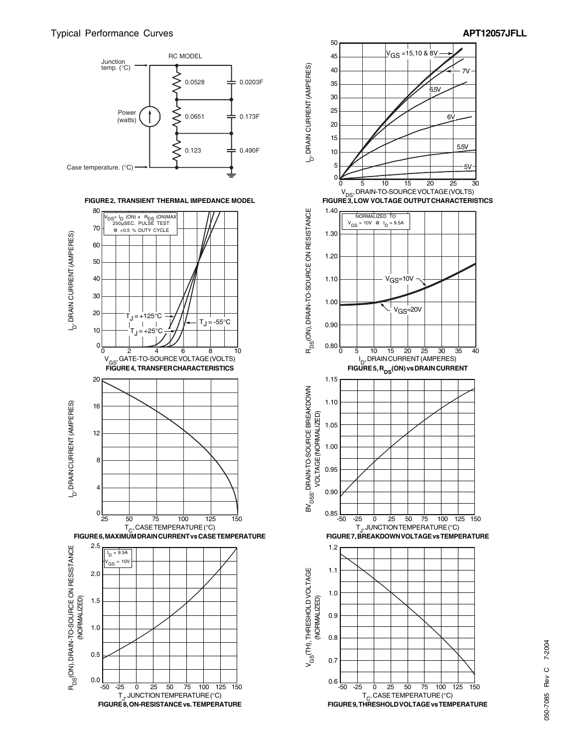## Typical Performance Curves

RC MODEL

Junction temp. (°C)

0.0528 — 0.0203F

Power (watts)

0.0651 — 0.173F

0.123 — 0.490F

Case temperature. (°C)

**FIGURE 2, TRANSIENT THERMAL IMPEDANCE MODEL**

$V_{GS}$ =15,10 & 8V

7V

6.5V

6V

5.5V

5V

$I_D$, DRAIN CURRENT (AMPERES)

$V_{DS}$, DRAIN-TO-SOURCE VOLTAGE (VOLTS)

**FIGURE 3, LOW VOLTAGE OUTPUT CHARACTERISTICS**

$V_{DS}$> $I_D$ (ON) x $R_{DS}$ (ON)MAX
250µSEC. PULSE TEST
@ <0.5 % DUTY CYCLE

$T_J$ = +125°C

$T_J$ = +25°C

$T_J$ = -55°C

$I_D$, DRAIN CURRENT (AMPERES)

$V_{GS}$, GATE-TO-SOURCE VOLTAGE (VOLTS)

**FIGURE 4, TRANSFER CHARACTERISTICS**

NORMALIZED TO
$V_{GS}$ = 10V @ $I_D$ = 9.5A

$V_{GS}$=10V

$V_{GS}$=20V

$R_{DS}$(ON), DRAIN-TO-SOURCE ON RESISTANCE

$I_D$, DRAIN CURRENT (AMPERES)

**FIGURE 5, $R_{DS}$(ON) vs DRAIN CURRENT**

$I_D$, DRAIN CURRENT (AMPERES)

$T_C$, CASE TEMPERATURE (°C)

**FIGURE 6, MAXIMUM DRAIN CURRENT vs CASE TEMPERATURE**

$BV_{DSS}$, DRAIN-TO-SOURCE BREAKDOWN VOLTAGE (NORMALIZED)

$T_J$, JUNCTION TEMPERATURE (°C)

**FIGURE 7, BREAKDOWN VOLTAGE vs TEMPERATURE**

$I_D$ = 9.5A
$V_{GS}$ = 10V

$R_{DS}$(ON), DRAIN-TO-SOURCE ON RESISTANCE (NORMALIZED)

$T_J$, JUNCTION TEMPERATURE (°C)

**FIGURE 8, ON-RESISTANCE vs. TEMPERATURE**

$V_{GS}$(TH), THRESHOLD VOLTAGE (NORMALIZED)

$T_C$, CASE TEMPERATURE (°C)

**FIGURE 9, THRESHOLD VOLTAGE vs TEMPERATURE**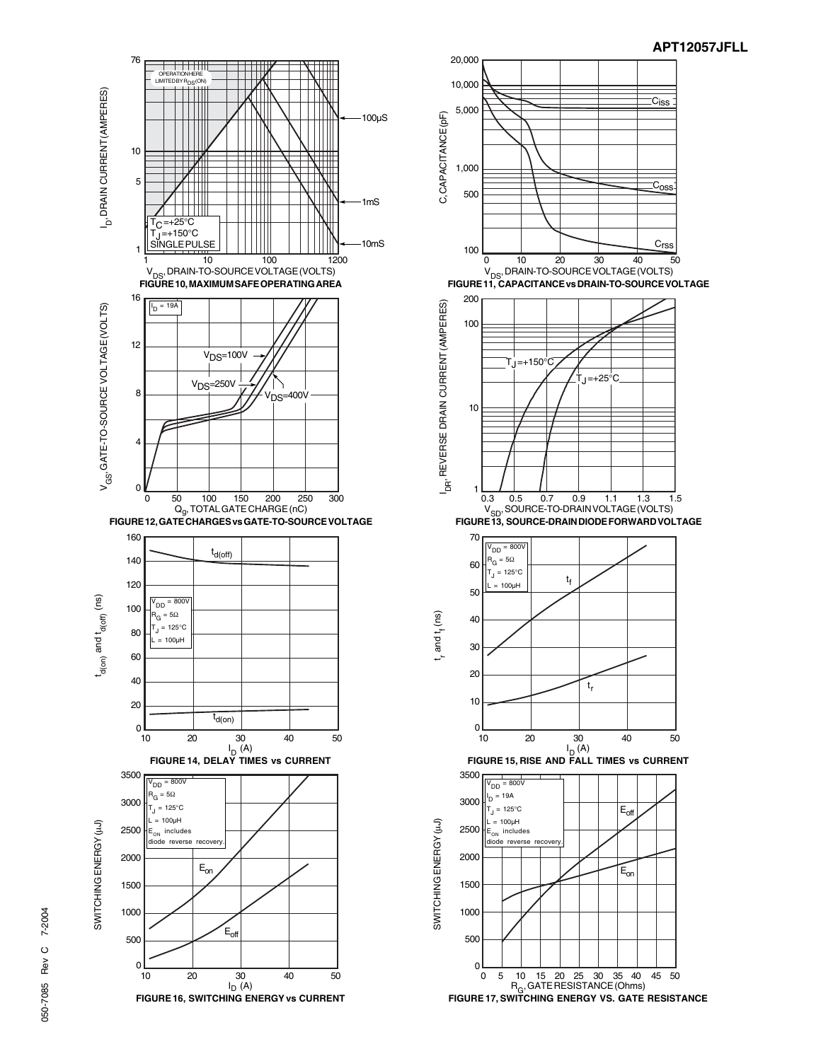FIGURE 10, MAXIMUM SAFE OPERATING AREA

FIGURE 11, CAPACITANCE vs DRAIN-TO-SOURCE VOLTAGE

FIGURE 12, GATE CHARGES vs GATE-TO-SOURCE VOLTAGE

FIGURE 13, SOURCE-DRAIN DIODE FORWARD VOLTAGE

FIGURE 14, DELAY TIMES vs CURRENT

FIGURE 15, RISE AND FALL TIMES vs CURRENT

FIGURE 16, SWITCHING ENERGY vs CURRENT

FIGURE 17, SWITCHING ENERGY VS. GATE RESISTANCE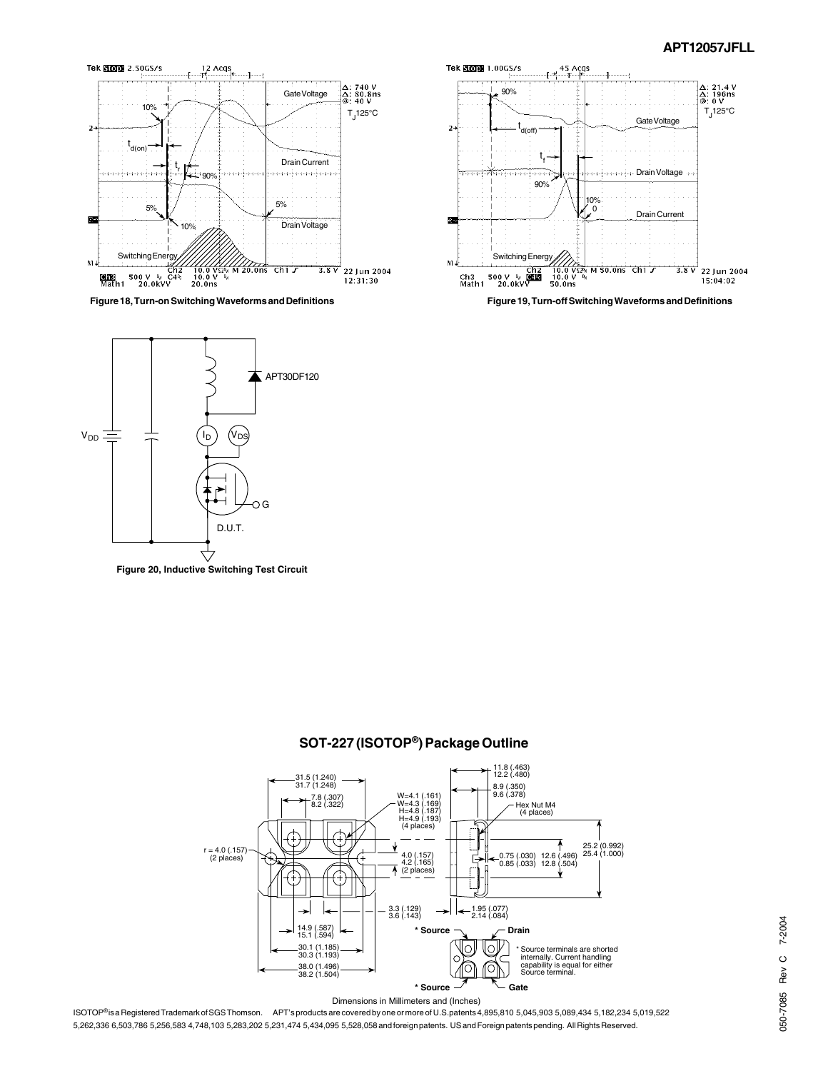Tek Stop: 2.50GS/s 12 Acqs

Δ: 740 V
Δ: 80.8ns
@: 40 V

Gate Voltage

$T_J$125°C

10%

$t_{d(on)}$

$t_r$

90%

Drain Current

5%

5%

10%

Drain Voltage

Switching Energy

Ch3 500 V Ch2 10.0 V M 20.0ns Ch1 3.8 V 22 Jun 2004
Math1 20.0kVV C4 10.0 V 20.0ns 12:31:30

**Figure 18, Turn-on Switching Waveforms and Definitions**

Tek Stop: 1.00GS/s 45 Acqs

Δ: 21.4 V
Δ: 196ns
@: 0 V

90%

$T_J$125°C

Gate Voltage

$t_{d(off)}$

$t_f$

Drain Voltage

90%

10%
0

Drain Current

Switching Energy

Ch3 500 V Ch2 10.0 V M 50.0ns Ch1 3.8 V 22 Jun 2004
Math1 20.0kVV C4 10.0 V 50.0ns 15:04:02

**Figure 19, Turn-off Switching Waveforms and Definitions**

APT30DF120

$V_{DD}$

$I_D$

$V_{DS}$

G

D.U.T.

**Figure 20, Inductive Switching Test Circuit**

## SOT-227 (ISOTOP®) Package Outline

31.5 (1.240)
31.7 (1.248)

7.8 (.307)
8.2 (.322)

W=4.1 (.161)
W=4.3 (.169)
H=4.8 (.187)
H=4.9 (.193)
(4 places)

r = 4.0 (.157)
(2 places)

4.0 (.157)
4.2 (.165)
(2 places)

3.3 (.129)
3.6 (.143)

14.9 (.587)
15.1 (.594)

30.1 (1.185)
30.3 (1.193)

38.0 (1.496)
38.2 (1.504)

11.8 (.463)
12.2 (.480)

8.9 (.350)
9.6 (.378)

Hex Nut M4
(4 places)

25.2 (0.992)
25.4 (1.000)

0.75 (.030)
0.85 (.033)

12.6 (.496)
12.8 (.504)

1.95 (.077)
2.14 (.084)

* Source

Drain

* Source terminals are shorted internally. Current handling capability is equal for either Source terminal.

* Source

Gate

Dimensions in Millimeters and (Inches)

ISOTOP® is a Registered Trademark of SGS Thomson. APT's products are covered by one or more of U.S. patents 4,895,810 5,045,903 5,089,434 5,182,234 5,019,522 5,262,336 6,503,786 5,256,583 4,748,103 5,283,202 5,231,474 5,434,095 5,528,058 and foreign patents. US and Foreign patents pending. All Rights Reserved.